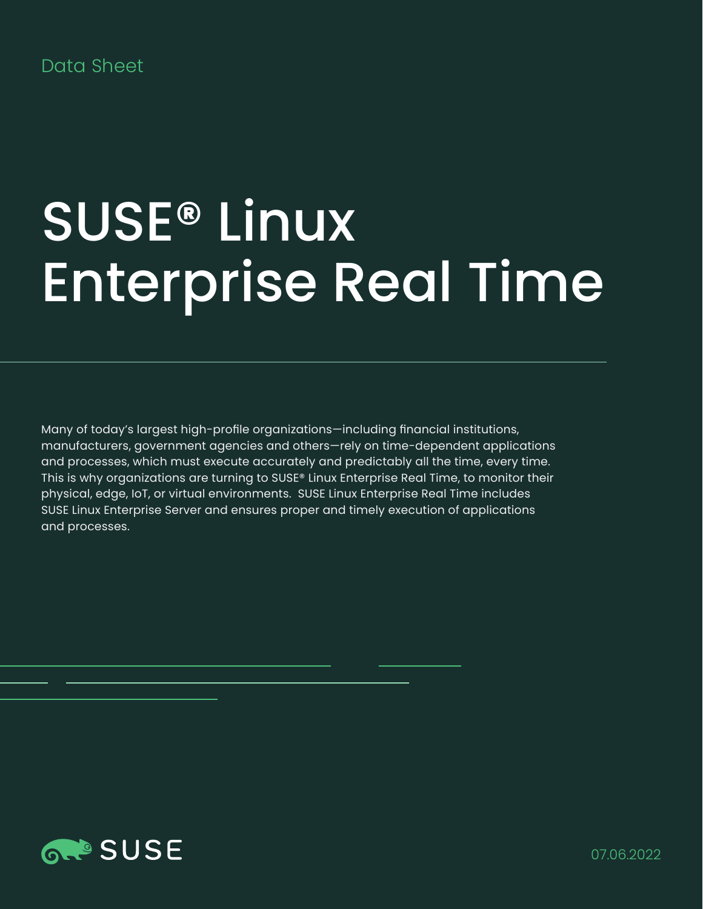Data Sheet

# SUSE® Linux Enterprise Real Time

Many of today's largest high-profile organizations—including financial institutions, manufacturers, government agencies and others—rely on time-dependent applications and processes, which must execute accurately and predictably all the time, every time. This is why organizations are turning to SUSE® Linux Enterprise Real Time, to monitor their physical, edge, IoT, or virtual environments. SUSE Linux Enterprise Real Time includes SUSE Linux Enterprise Server and ensures proper and timely execution of applications and processes.

SUSE

07.06.2022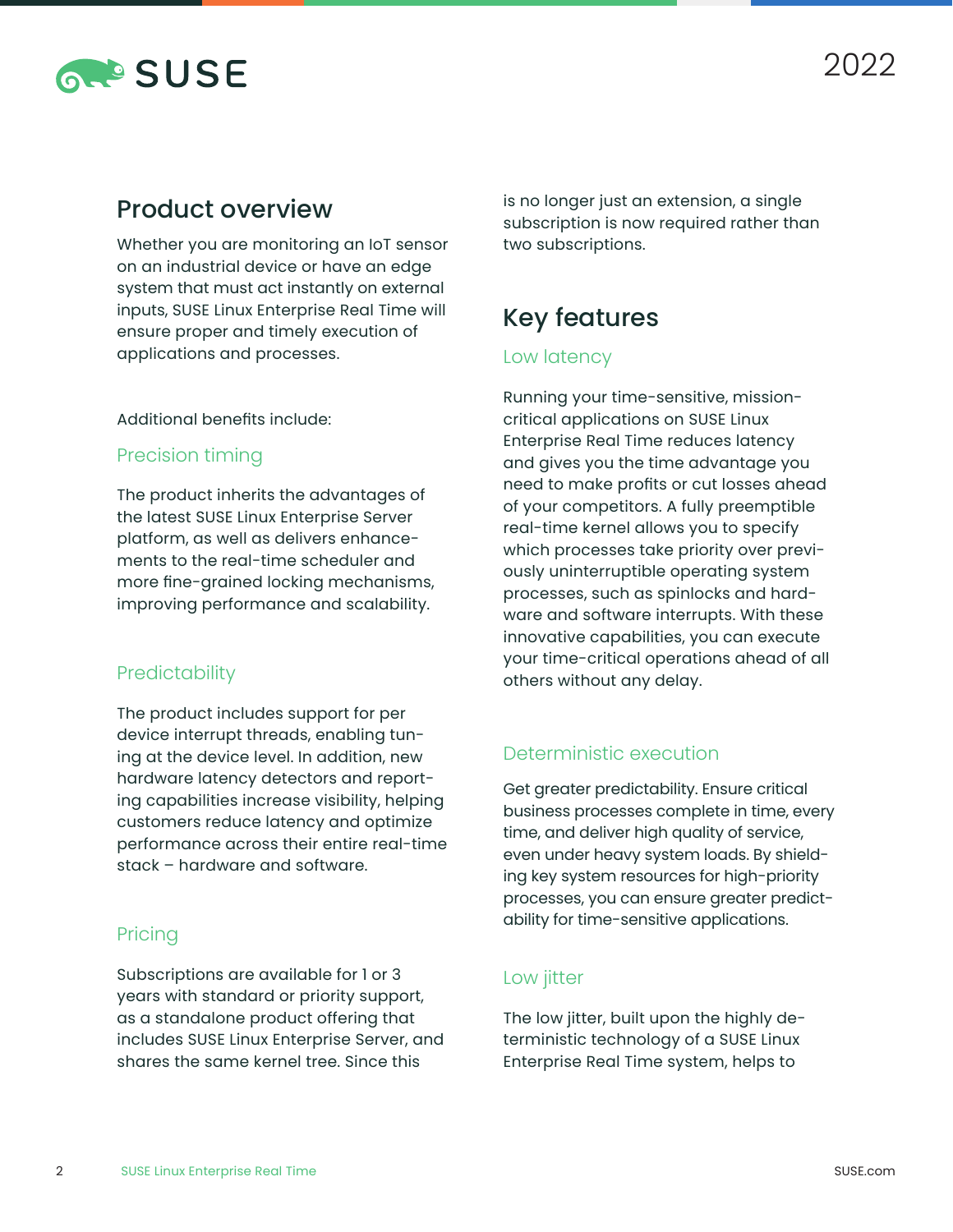## Product overview

Whether you are monitoring an IoT sensor on an industrial device or have an edge system that must act instantly on external inputs, SUSE Linux Enterprise Real Time will ensure proper and timely execution of applications and processes.

Additional benefits include:

### Precision timing

The product inherits the advantages of the latest SUSE Linux Enterprise Server platform, as well as delivers enhancements to the real-time scheduler and more fine-grained locking mechanisms, improving performance and scalability.

### Predictability

The product includes support for per device interrupt threads, enabling tuning at the device level. In addition, new hardware latency detectors and reporting capabilities increase visibility, helping customers reduce latency and optimize performance across their entire real-time stack – hardware and software.

### Pricing

Subscriptions are available for 1 or 3 years with standard or priority support, as a standalone product offering that includes SUSE Linux Enterprise Server, and shares the same kernel tree. Since this is no longer just an extension, a single subscription is now required rather than two subscriptions.

## Key features

### Low latency

Running your time-sensitive, mission-critical applications on SUSE Linux Enterprise Real Time reduces latency and gives you the time advantage you need to make profits or cut losses ahead of your competitors. A fully preemptible real-time kernel allows you to specify which processes take priority over previously uninterruptible operating system processes, such as spinlocks and hardware and software interrupts. With these innovative capabilities, you can execute your time-critical operations ahead of all others without any delay.

### Deterministic execution

Get greater predictability. Ensure critical business processes complete in time, every time, and deliver high quality of service, even under heavy system loads. By shielding key system resources for high-priority processes, you can ensure greater predictability for time-sensitive applications.

### Low jitter

The low jitter, built upon the highly deterministic technology of a SUSE Linux Enterprise Real Time system, helps to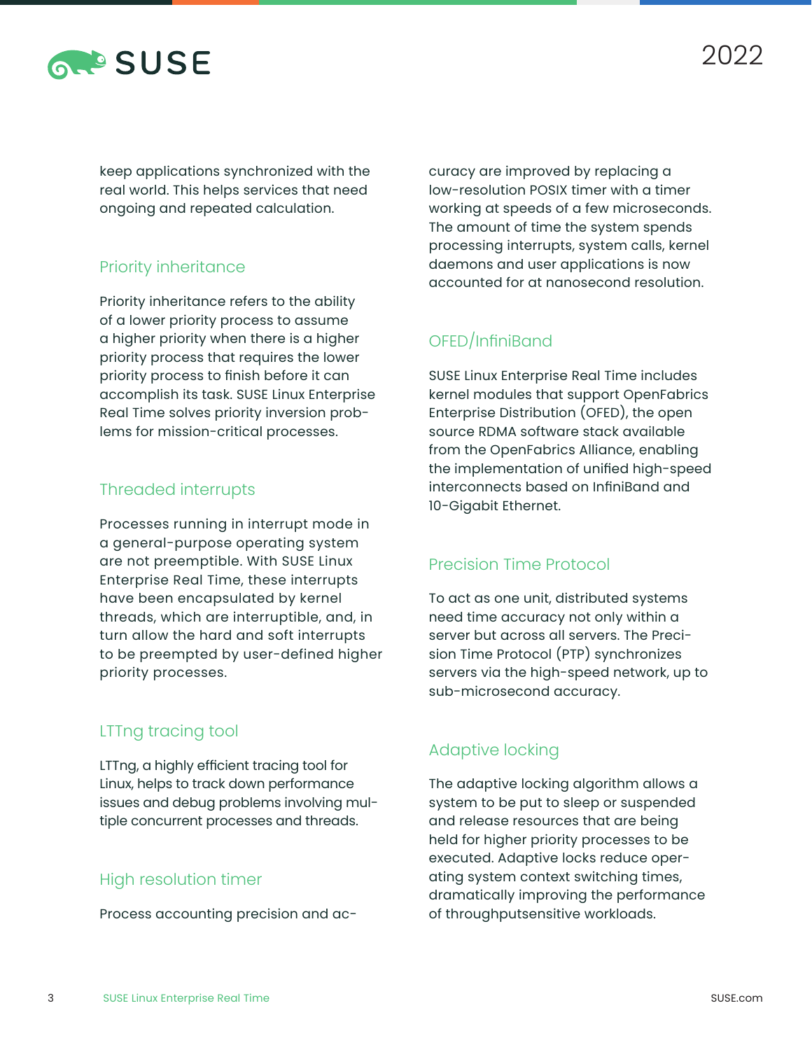keep applications synchronized with the real world. This helps services that need ongoing and repeated calculation.

## Priority inheritance

Priority inheritance refers to the ability of a lower priority process to assume a higher priority when there is a higher priority process that requires the lower priority process to finish before it can accomplish its task. SUSE Linux Enterprise Real Time solves priority inversion problems for mission-critical processes.

## Threaded interrupts

Processes running in interrupt mode in a general-purpose operating system are not preemptible. With SUSE Linux Enterprise Real Time, these interrupts have been encapsulated by kernel threads, which are interruptible, and, in turn allow the hard and soft interrupts to be preempted by user-defined higher priority processes.

## LTTng tracing tool

LTTng, a highly efficient tracing tool for Linux, helps to track down performance issues and debug problems involving multiple concurrent processes and threads.

## High resolution timer

Process accounting precision and accuracy are improved by replacing a low-resolution POSIX timer with a timer working at speeds of a few microseconds. The amount of time the system spends processing interrupts, system calls, kernel daemons and user applications is now accounted for at nanosecond resolution.

## OFED/InfiniBand

SUSE Linux Enterprise Real Time includes kernel modules that support OpenFabrics Enterprise Distribution (OFED), the open source RDMA software stack available from the OpenFabrics Alliance, enabling the implementation of unified high-speed interconnects based on InfiniBand and 10-Gigabit Ethernet.

## Precision Time Protocol

To act as one unit, distributed systems need time accuracy not only within a server but across all servers. The Precision Time Protocol (PTP) synchronizes servers via the high-speed network, up to sub-microsecond accuracy.

## Adaptive locking

The adaptive locking algorithm allows a system to be put to sleep or suspended and release resources that are being held for higher priority processes to be executed. Adaptive locks reduce operating system context switching times, dramatically improving the performance of throughputsensitive workloads.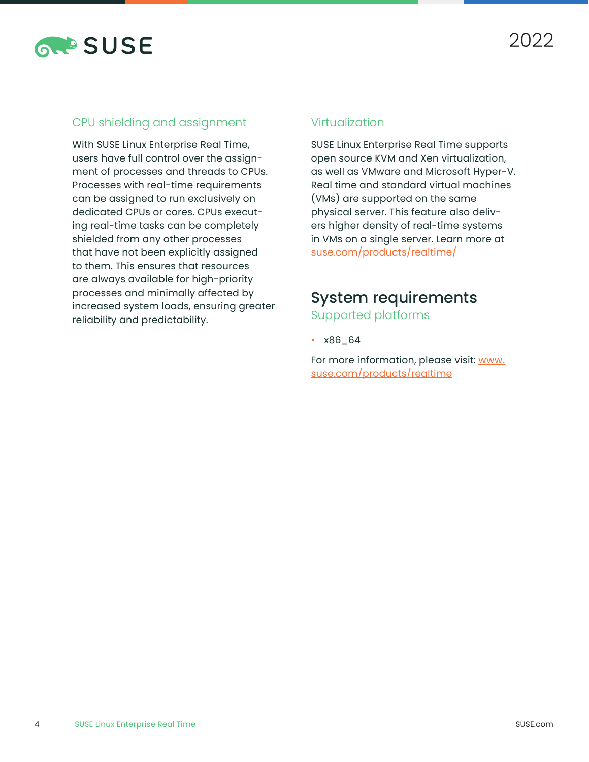### CPU shielding and assignment

With SUSE Linux Enterprise Real Time, users have full control over the assignment of processes and threads to CPUs. Processes with real-time requirements can be assigned to run exclusively on dedicated CPUs or cores. CPUs executing real-time tasks can be completely shielded from any other processes that have not been explicitly assigned to them. This ensures that resources are always available for high-priority processes and minimally affected by increased system loads, ensuring greater reliability and predictability.

### Virtualization

SUSE Linux Enterprise Real Time supports open source KVM and Xen virtualization, as well as VMware and Microsoft Hyper-V. Real time and standard virtual machines (VMs) are supported on the same physical server. This feature also delivers higher density of real-time systems in VMs on a single server. Learn more at suse.com/products/realtime/

## System requirements

### Supported platforms

- x86_64

For more information, please visit: www.suse.com/products/realtime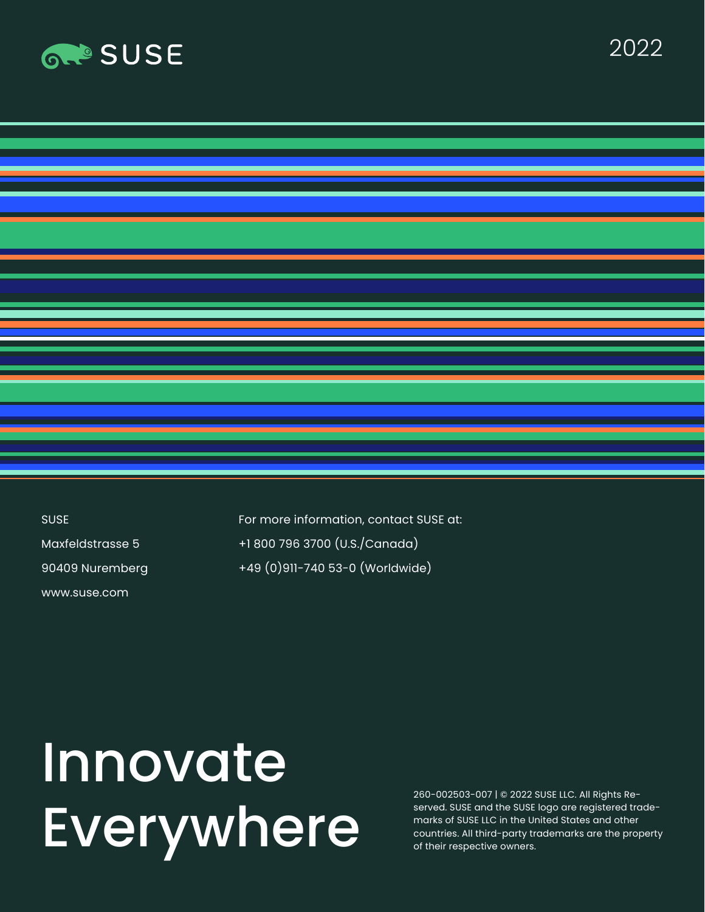SUSE

2022

SUSE

Maxfeldstrasse 5

90409 Nuremberg

www.suse.com

For more information, contact SUSE at:

+1 800 796 3700 (U.S./Canada)

+49 (0)911-740 53-0 (Worldwide)

# Innovate Everywhere

260-002503-007 | © 2022 SUSE LLC. All Rights Reserved. SUSE and the SUSE logo are registered trademarks of SUSE LLC in the United States and other countries. All third-party trademarks are the property of their respective owners.